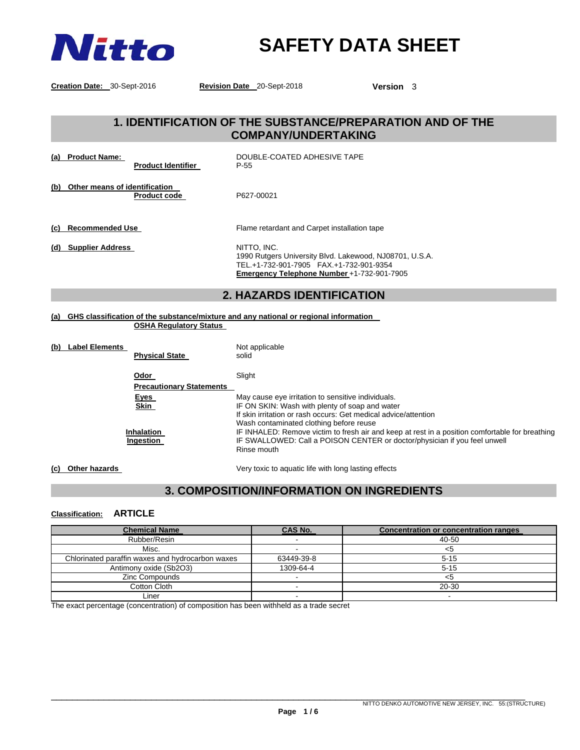# SAFETY DATA SHEET

**Creation Date:** 30-Sept-2016 **Revision Date** 20-Sept-2018 **Version** 3

## 1. IDENTIFICATION OF THE SUBSTANCE/PREPARATION AND OF THE COMPANY/UNDERTAKING

**(a) Product Name:** DOUBLE-COATED ADHESIVE TAPE

**Product Identifier** P-55

**(b) Other means of identification**

**Product code** P627-00021

**(c) Recommended Use** Flame retardant and Carpet installation tape

**(d) Supplier Address**
NITTO, INC.
1990 Rutgers University Blvd. Lakewood, NJ08701, U.S.A.
TEL.+1-732-901-7905 FAX.+1-732-901-9354
**Emergency Telephone Number** +1-732-901-7905

## 2. HAZARDS IDENTIFICATION

**(a) GHS classification of the substance/mixture and any national or regional information**

**OSHA Regulatory Status**

**(b) Label Elements** Not applicable

**Physical State** solid

**Odor** Slight

**Precautionary Statements**

**Eyes** May cause eye irritation to sensitive individuals.

**Skin** IF ON SKIN: Wash with plenty of soap and water
If skin irritation or rash occurs: Get medical advice/attention
Wash contaminated clothing before reuse

**Inhalation** IF INHALED: Remove victim to fresh air and keep at rest in a position comfortable for breathing

**Ingestion** IF SWALLOWED: Call a POISON CENTER or doctor/physician if you feel unwell
Rinse mouth

**(c) Other hazards** Very toxic to aquatic life with long lasting effects

## 3. COMPOSITION/INFORMATION ON INGREDIENTS

**Classification:** **ARTICLE**

| Chemical Name | CAS No. | Concentration or concentration ranges |
|---|---|---|
| Rubber/Resin | - | 40-50 |
| Misc. | - | <5 |
| Chlorinated paraffin waxes and hydrocarbon waxes | 63449-39-8 | 5-15 |
| Antimony oxide ($Sb_2O_3$) | 1309-64-4 | 5-15 |
| Zinc Compounds | - | <5 |
| Cotton Cloth | - | 20-30 |
| Liner | - | - |

The exact percentage (concentration) of composition has been withheld as a trade secret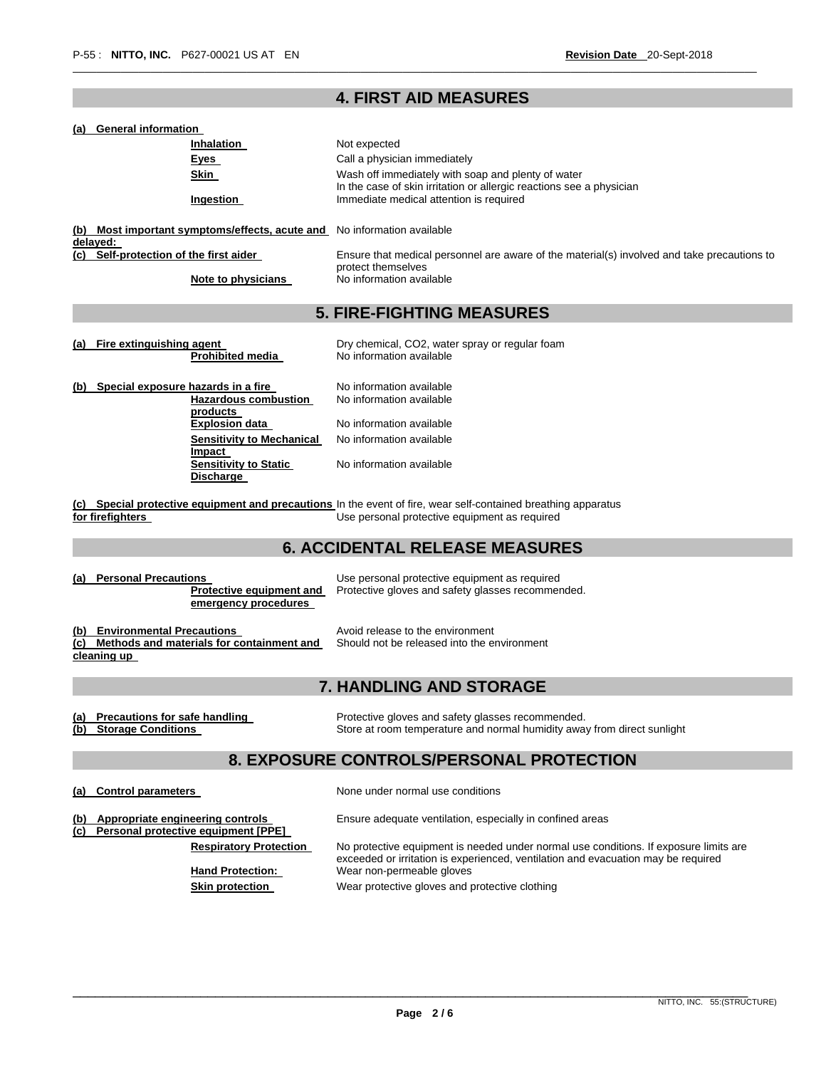## 4. FIRST AID MEASURES

**(a) General information**

| | |
|---|---|
| **Inhalation** | Not expected |
| **Eyes** | Call a physician immediately |
| **Skin** | Wash off immediately with soap and plenty of water<br>In the case of skin irritation or allergic reactions see a physician |
| **Ingestion** | Immediate medical attention is required |

**(b) Most important symptoms/effects, acute and delayed:** No information available

**(c) Self-protection of the first aider** Ensure that medical personnel are aware of the material(s) involved and take precautions to protect themselves

**Note to physicians** No information available

## 5. FIRE-FIGHTING MEASURES

**(a) Fire extinguishing agent** Dry chemical, $CO_2$, water spray or regular foam

**Prohibited media** No information available

**(b) Special exposure hazards in a fire** No information available

| | |
|---|---|
| **Hazardous combustion products** | No information available |
| **Explosion data** | No information available |
| **Sensitivity to Mechanical Impact** | No information available |
| **Sensitivity to Static Discharge** | No information available |

**(c) Special protective equipment and precautions for firefighters** In the event of fire, wear self-contained breathing apparatus
Use personal protective equipment as required

## 6. ACCIDENTAL RELEASE MEASURES

**(a) Personal Precautions** Use personal protective equipment as required

**Protective equipment and emergency procedures** Protective gloves and safety glasses recommended.

**(b) Environmental Precautions** Avoid release to the environment

**(c) Methods and materials for containment and cleaning up** Should not be released into the environment

## 7. HANDLING AND STORAGE

**(a) Precautions for safe handling** Protective gloves and safety glasses recommended.

**(b) Storage Conditions** Store at room temperature and normal humidity away from direct sunlight

## 8. EXPOSURE CONTROLS/PERSONAL PROTECTION

**(a) Control parameters** None under normal use conditions

**(b) Appropriate engineering controls** Ensure adequate ventilation, especially in confined areas

**(c) Personal protective equipment [PPE]**

| | |
|---|---|
| **Respiratory Protection** | No protective equipment is needed under normal use conditions. If exposure limits are exceeded or irritation is experienced, ventilation and evacuation may be required |
| **Hand Protection:** | Wear non-permeable gloves |
| **Skin protection** | Wear protective gloves and protective clothing |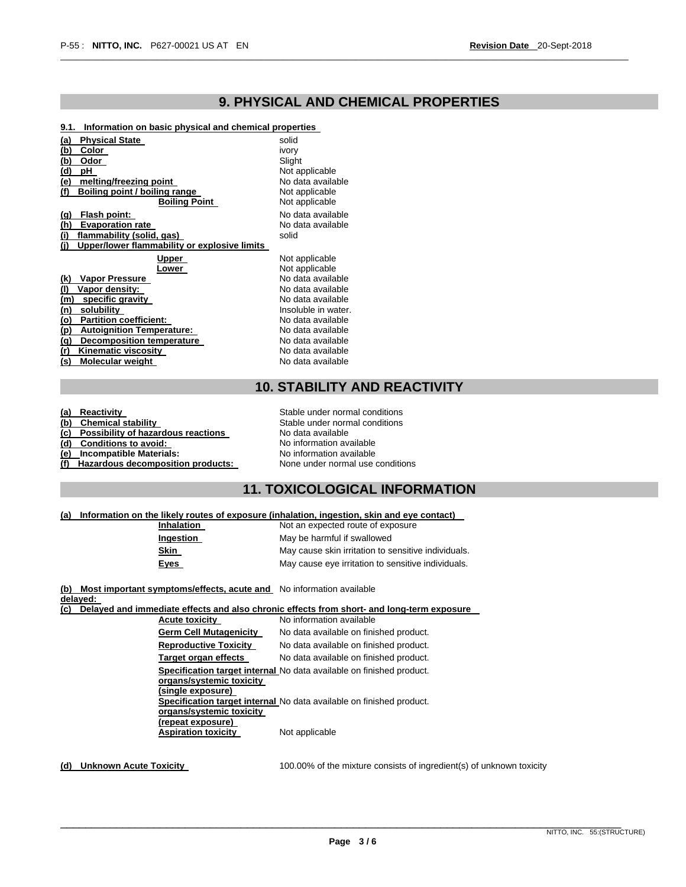## 9. PHYSICAL AND CHEMICAL PROPERTIES

**9.1. Information on basic physical and chemical properties**

| Property | Value |
|---|---|
| **(a) Physical State** | solid |
| **(b) Color** | ivory |
| **(b) Odor** | Slight |
| **(d) pH** | Not applicable |
| **(e) melting/freezing point** | No data available |
| **(f) Boiling point / boiling range** | Not applicable |
| **Boiling Point** | Not applicable |
| **(g) Flash point:** | No data available |
| **(h) Evaporation rate** | No data available |
| **(i) flammability (solid, gas)** | solid |
| **(j) Upper/lower flammability or explosive limits** | |
| **Upper** | Not applicable |
| **Lower** | Not applicable |
| **(k) Vapor Pressure** | No data available |
| **(l) Vapor density:** | No data available |
| **(m) specific gravity** | No data available |
| **(n) solubility** | Insoluble in water. |
| **(o) Partition coefficient:** | No data available |
| **(p) Autoignition Temperature:** | No data available |
| **(q) Decomposition temperature** | No data available |
| **(r) Kinematic viscosity** | No data available |
| **(s) Molecular weight** | No data available |

## 10. STABILITY AND REACTIVITY

| Item | Value |
|---|---|
| **(a) Reactivity** | Stable under normal conditions |
| **(b) Chemical stability** | Stable under normal conditions |
| **(c) Possibility of hazardous reactions** | No data available |
| **(d) Conditions to avoid:** | No information available |
| **(e) Incompatible Materials:** | No information available |
| **(f) Hazardous decomposition products:** | None under normal use conditions |

## 11. TOXICOLOGICAL INFORMATION

**(a) Information on the likely routes of exposure (inhalation, ingestion, skin and eye contact)**

| Route | Effect |
|---|---|
| **Inhalation** | Not an expected route of exposure |
| **Ingestion** | May be harmful if swallowed |
| **Skin** | May cause skin irritation to sensitive individuals. |
| **Eyes** | May cause eye irritation to sensitive individuals. |

**(b) Most important symptoms/effects, acute and delayed:** No information available

**(c) Delayed and immediate effects and also chronic effects from short- and long-term exposure**

| Effect | Value |
|---|---|
| **Acute toxicity** | No information available |
| **Germ Cell Mutagenicity** | No data available on finished product. |
| **Reproductive Toxicity** | No data available on finished product. |
| **Target organ effects** | No data available on finished product. |
| **Specification target internal organs/systemic toxicity (single exposure)** | No data available on finished product. |
| **Specification target internal organs/systemic toxicity (repeat exposure)** | No data available on finished product. |
| **Aspiration toxicity** | Not applicable |

**(d) Unknown Acute Toxicity** 100.00% of the mixture consists of ingredient(s) of unknown toxicity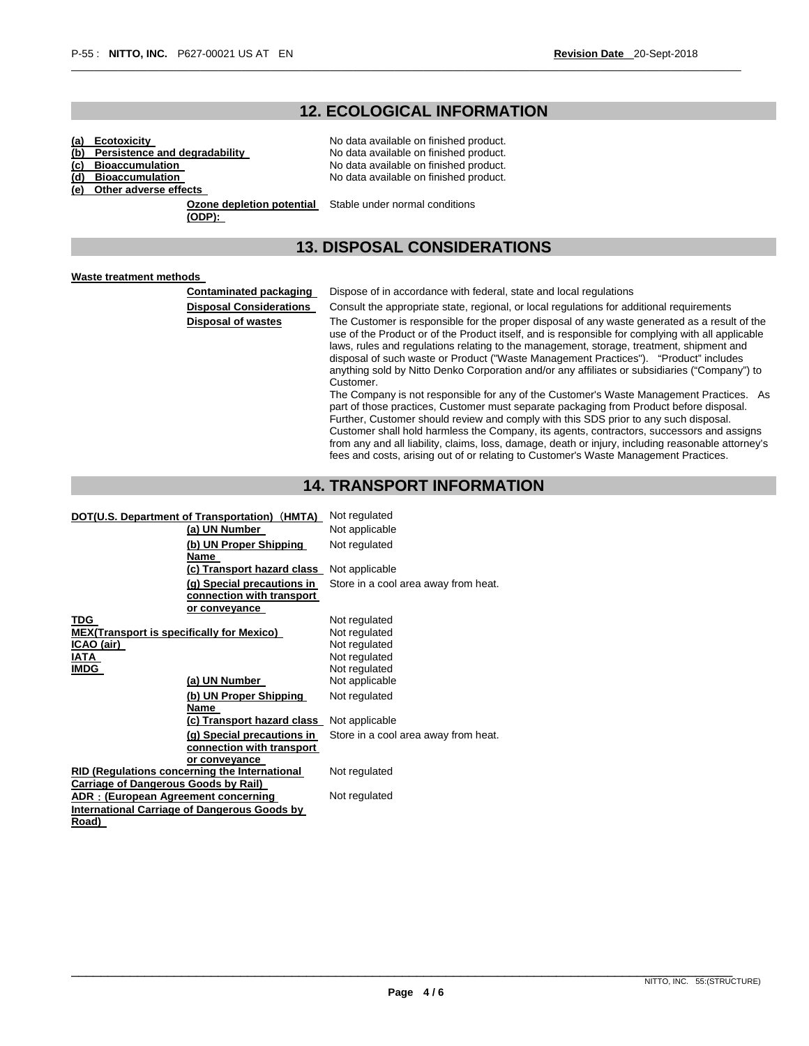## 12. ECOLOGICAL INFORMATION

| | |
|---|---|
| **(a) Ecotoxicity** | No data available on finished product. |
| **(b) Persistence and degradability** | No data available on finished product. |
| **(c) Bioaccumulation** | No data available on finished product. |
| **(d) Bioaccumulation** | No data available on finished product. |
| **(e) Other adverse effects** | |
| **Ozone depletion potential (ODP):** | Stable under normal conditions |

## 13. DISPOSAL CONSIDERATIONS

**Waste treatment methods**

| | |
|---|---|
| **Contaminated packaging** | Dispose of in accordance with federal, state and local regulations |
| **Disposal Considerations** | Consult the appropriate state, regional, or local regulations for additional requirements |
| **Disposal of wastes** | The Customer is responsible for the proper disposal of any waste generated as a result of the use of the Product or of the Product itself, and is responsible for complying with all applicable laws, rules and regulations relating to the management, storage, treatment, shipment and disposal of such waste or Product ("Waste Management Practices"). "Product" includes anything sold by Nitto Denko Corporation and/or any affiliates or subsidiaries ("Company") to Customer. The Company is not responsible for any of the Customer's Waste Management Practices. As part of those practices, Customer must separate packaging from Product before disposal. Further, Customer should review and comply with this SDS prior to any such disposal. Customer shall hold harmless the Company, its agents, contractors, successors and assigns from any and all liability, claims, loss, damage, death or injury, including reasonable attorney's fees and costs, arising out of or relating to Customer's Waste Management Practices. |

## 14. TRANSPORT INFORMATION

| | |
|---|---|
| **DOT(U.S. Department of Transportation)（HMTA)** | Not regulated |
| **(a) UN Number** | Not applicable |
| **(b) UN Proper Shipping Name** | Not regulated |
| **(c) Transport hazard class** | Not applicable |
| **(g) Special precautions in connection with transport or conveyance** | Store in a cool area away from heat. |
| **TDG** | Not regulated |
| **MEX(Transport is specifically for Mexico)** | Not regulated |
| **ICAO (air)** | Not regulated |
| **IATA** | Not regulated |
| **IMDG** | Not regulated |
| **(a) UN Number** | Not applicable |
| **(b) UN Proper Shipping Name** | Not regulated |
| **(c) Transport hazard class** | Not applicable |
| **(g) Special precautions in connection with transport or conveyance** | Store in a cool area away from heat. |
| **RID (Regulations concerning the International Carriage of Dangerous Goods by Rail)** | Not regulated |
| **ADR：(European Agreement concerning International Carriage of Dangerous Goods by Road)** | Not regulated |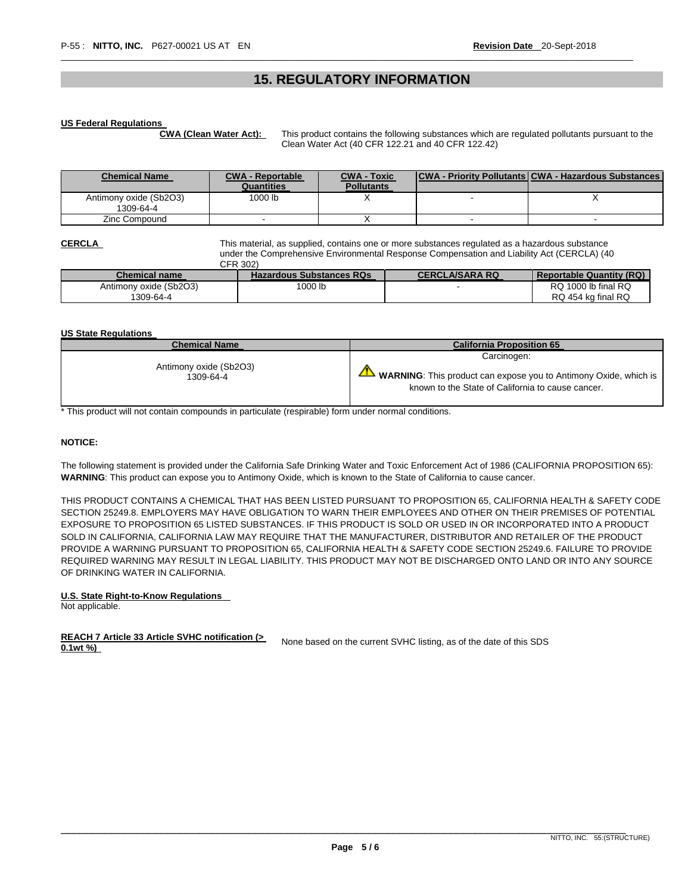# 15. REGULATORY INFORMATION

**US Federal Regulations**

**CWA (Clean Water Act):** This product contains the following substances which are regulated pollutants pursuant to the Clean Water Act (40 CFR 122.21 and 40 CFR 122.42)

| Chemical Name | CWA - Reportable Quantities | CWA - Toxic Pollutants | CWA - Priority Pollutants | CWA - Hazardous Substances |
|---|---|---|---|---|
| Antimony oxide (Sb2O3) 1309-64-4 | 1000 lb | X | - | X |
| Zinc Compound | - | X | - | - |

**CERCLA**

This material, as supplied, contains one or more substances regulated as a hazardous substance under the Comprehensive Environmental Response Compensation and Liability Act (CERCLA) (40 CFR 302)

| Chemical name | Hazardous Substances RQs | CERCLA/SARA RQ | Reportable Quantity (RQ) |
|---|---|---|---|
| Antimony oxide (Sb2O3) 1309-64-4 | 1000 lb | - | RQ 1000 lb final RQ RQ 454 kg final RQ |

**US State Regulations**

| Chemical Name | California Proposition 65 |
|---|---|
| Antimony oxide (Sb2O3) 1309-64-4 | Carcinogen: **WARNING**: This product can expose you to Antimony Oxide, which is known to the State of California to cause cancer. |

* This product will not contain compounds in particulate (respirable) form under normal conditions.

**NOTICE:**

The following statement is provided under the California Safe Drinking Water and Toxic Enforcement Act of 1986 (CALIFORNIA PROPOSITION 65): **WARNING**: This product can expose you to Antimony Oxide, which is known to the State of California to cause cancer.

THIS PRODUCT CONTAINS A CHEMICAL THAT HAS BEEN LISTED PURSUANT TO PROPOSITION 65, CALIFORNIA HEALTH & SAFETY CODE SECTION 25249.8. EMPLOYERS MAY HAVE OBLIGATION TO WARN THEIR EMPLOYEES AND OTHER ON THEIR PREMISES OF POTENTIAL EXPOSURE TO PROPOSITION 65 LISTED SUBSTANCES. IF THIS PRODUCT IS SOLD OR USED IN OR INCORPORATED INTO A PRODUCT SOLD IN CALIFORNIA, CALIFORNIA LAW MAY REQUIRE THAT THE MANUFACTURER, DISTRIBUTOR AND RETAILER OF THE PRODUCT PROVIDE A WARNING PURSUANT TO PROPOSITION 65, CALIFORNIA HEALTH & SAFETY CODE SECTION 25249.6. FAILURE TO PROVIDE REQUIRED WARNING MAY RESULT IN LEGAL LIABILITY. THIS PRODUCT MAY NOT BE DISCHARGED ONTO LAND OR INTO ANY SOURCE OF DRINKING WATER IN CALIFORNIA.

**U.S. State Right-to-Know Regulations**

Not applicable.

**REACH 7 Article 33 Article SVHC notification (> 0.1wt %)** None based on the current SVHC listing, as of the date of this SDS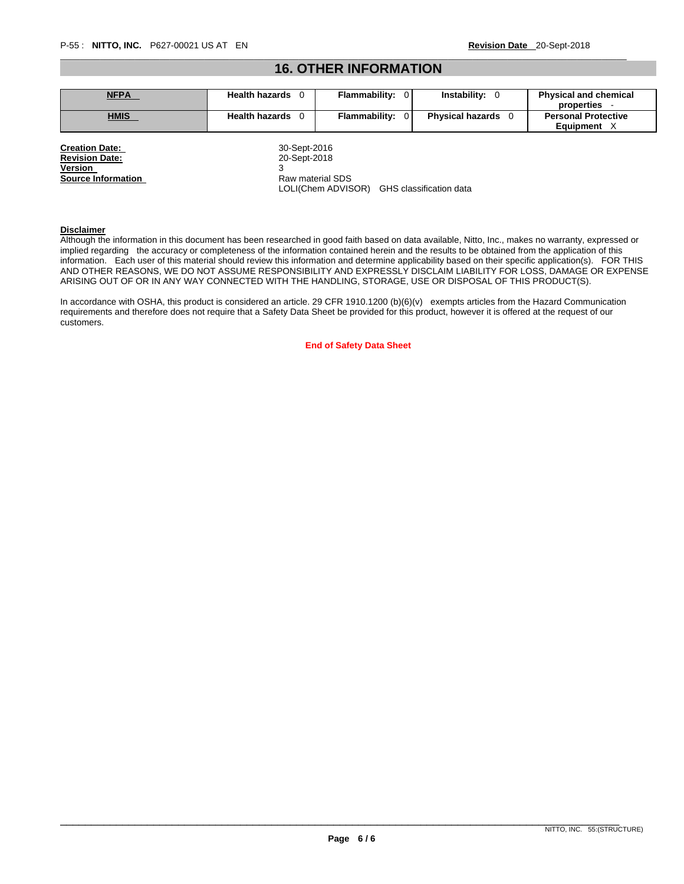## 16. OTHER INFORMATION

| | | | | |
|---|---|---|---|---|
| **NFPA** | **Health hazards** 0 | **Flammability:** 0 | **Instability:** 0 | **Physical and chemical properties** - |
| **HMIS** | **Health hazards** 0 | **Flammability:** 0 | **Physical hazards** 0 | **Personal Protective Equipment** X |

**Creation Date:** 30-Sept-2016
**Revision Date:** 20-Sept-2018
**Version** 3
**Source Information** Raw material SDS
LOLI(Chem ADVISOR) GHS classification data

**Disclaimer**
Although the information in this document has been researched in good faith based on data available, Nitto, Inc., makes no warranty, expressed or implied regarding the accuracy or completeness of the information contained herein and the results to be obtained from the application of this information. Each user of this material should review this information and determine applicability based on their specific application(s). FOR THIS AND OTHER REASONS, WE DO NOT ASSUME RESPONSIBILITY AND EXPRESSLY DISCLAIM LIABILITY FOR LOSS, DAMAGE OR EXPENSE ARISING OUT OF OR IN ANY WAY CONNECTED WITH THE HANDLING, STORAGE, USE OR DISPOSAL OF THIS PRODUCT(S).

In accordance with OSHA, this product is considered an article. 29 CFR 1910.1200 (b)(6)(v) exempts articles from the Hazard Communication requirements and therefore does not require that a Safety Data Sheet be provided for this product, however it is offered at the request of our customers.

**End of Safety Data Sheet**